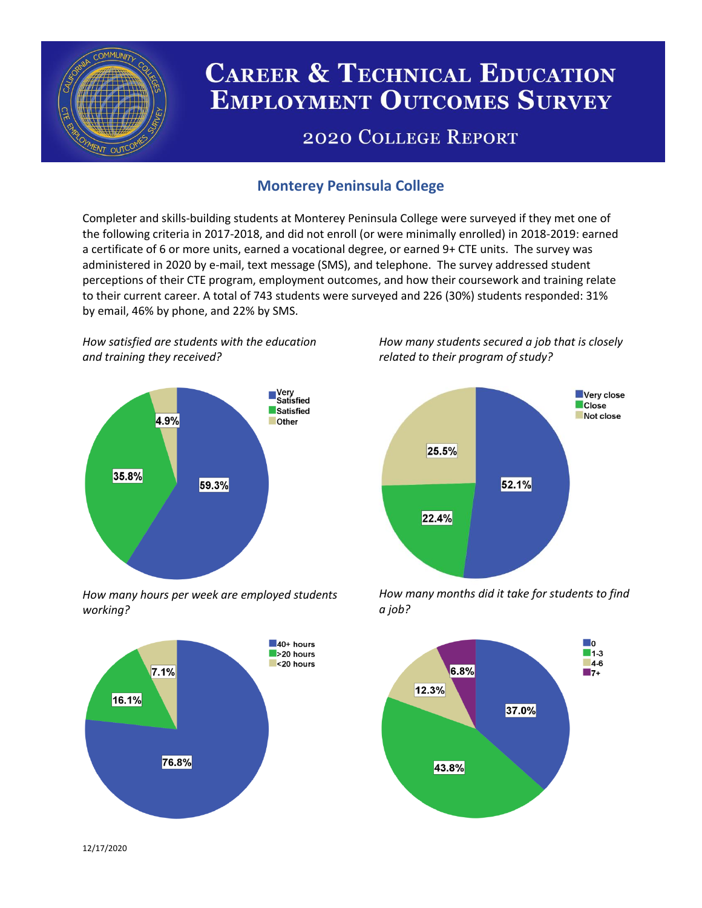# Career & Technical Education Employment Outcomes Survey

## 2020 College Report

### Monterey Peninsula College

Completer and skills-building students at Monterey Peninsula College were surveyed if they met one of the following criteria in 2017-2018, and did not enroll (or were minimally enrolled) in 2018-2019: earned a certificate of 6 or more units, earned a vocational degree, or earned 9+ CTE units. The survey was administered in 2020 by e-mail, text message (SMS), and telephone. The survey addressed student perceptions of their CTE program, employment outcomes, and how their coursework and training relate to their current career. A total of 743 students were surveyed and 226 (30%) students responded: 31% by email, 46% by phone, and 22% by SMS.

*How satisfied are students with the education and training they received?*

| Response | Percent |
| --- | --- |
| Very Satisfied | 59.3% |
| Satisfied | 35.8% |
| Other | 4.9% |

*How many students secured a job that is closely related to their program of study?*

| Response | Percent |
| --- | --- |
| Very close | 52.1% |
| Close | 22.4% |
| Not close | 25.5% |

*How many hours per week are employed students working?*

| Response | Percent |
| --- | --- |
| 40+ hours | 76.8% |
| >20 hours | 16.1% |
| <20 hours | 7.1% |

*How many months did it take for students to find a job?*

| Months | Percent |
| --- | --- |
| 0 | 37.0% |
| 1-3 | 43.8% |
| 4-6 | 12.3% |
| 7+ | 6.8% |

12/17/2020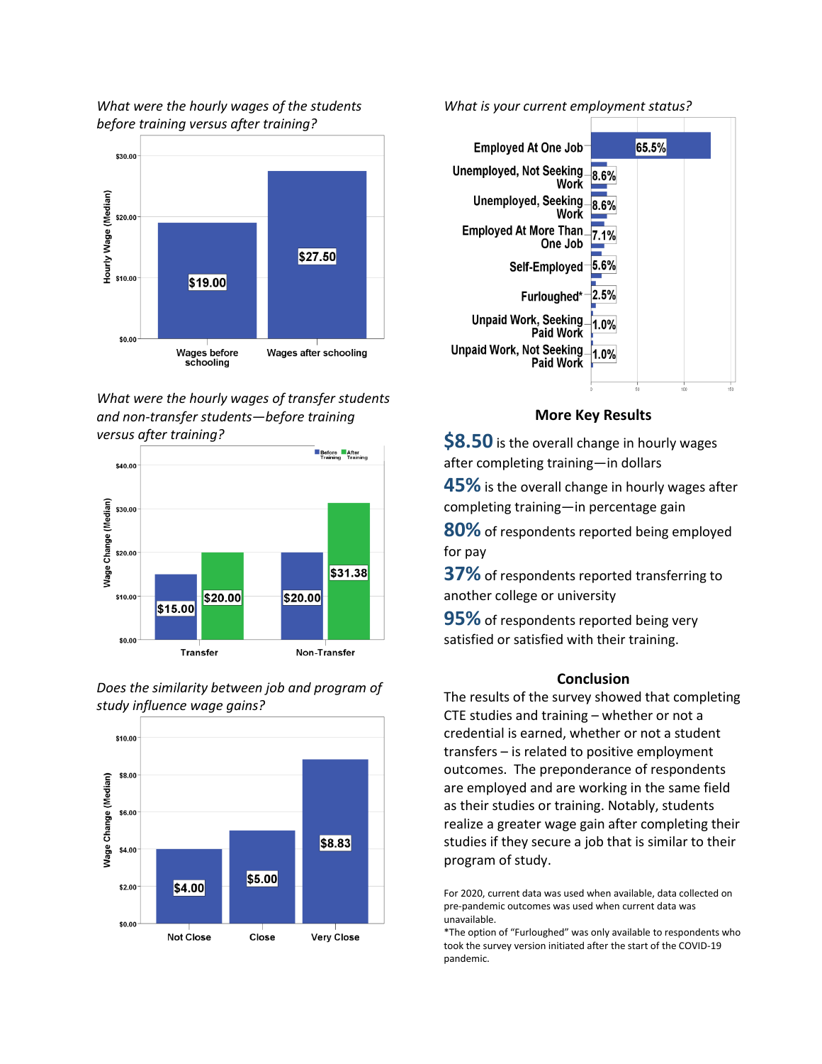*What were the hourly wages of the students before training versus after training?*

Hourly Wage (Median)

$30.00
$20.00
$10.00
$0.00

$19.00
$27.50

Wages before schooling
Wages after schooling

*What were the hourly wages of transfer students and non-transfer students—before training versus after training?*

Before Training
After Training

Wage Change (Median)

$40.00
$30.00
$20.00
$10.00
$0.00

$15.00
$20.00
$20.00
$31.38

Transfer
Non-Transfer

*Does the similarity between job and program of study influence wage gains?*

Wage Change (Median)

$10.00
$8.00
$6.00
$4.00
$2.00
$0.00

$4.00
$5.00
$8.83

Not Close
Close
Very Close

*What is your current employment status?*

Employed At One Job 65.5%
Unemployed, Not Seeking Work 8.6%
Unemployed, Seeking Work 8.6%
Employed At More Than One Job 7.1%
Self-Employed 5.6%
Furloughed* 2.5%
Unpaid Work, Seeking Paid Work 1.0%
Unpaid Work, Not Seeking Paid Work 1.0%

0 50 100 150

## More Key Results

**$8.50** is the overall change in hourly wages after completing training—in dollars

**45%** is the overall change in hourly wages after completing training—in percentage gain

**80%** of respondents reported being employed for pay

**37%** of respondents reported transferring to another college or university

**95%** of respondents reported being very satisfied or satisfied with their training.

## Conclusion

The results of the survey showed that completing CTE studies and training – whether or not a credential is earned, whether or not a student transfers – is related to positive employment outcomes. The preponderance of respondents are employed and are working in the same field as their studies or training. Notably, students realize a greater wage gain after completing their studies if they secure a job that is similar to their program of study.

For 2020, current data was used when available, data collected on pre-pandemic outcomes was used when current data was unavailable.
*The option of "Furloughed" was only available to respondents who took the survey version initiated after the start of the COVID-19 pandemic.